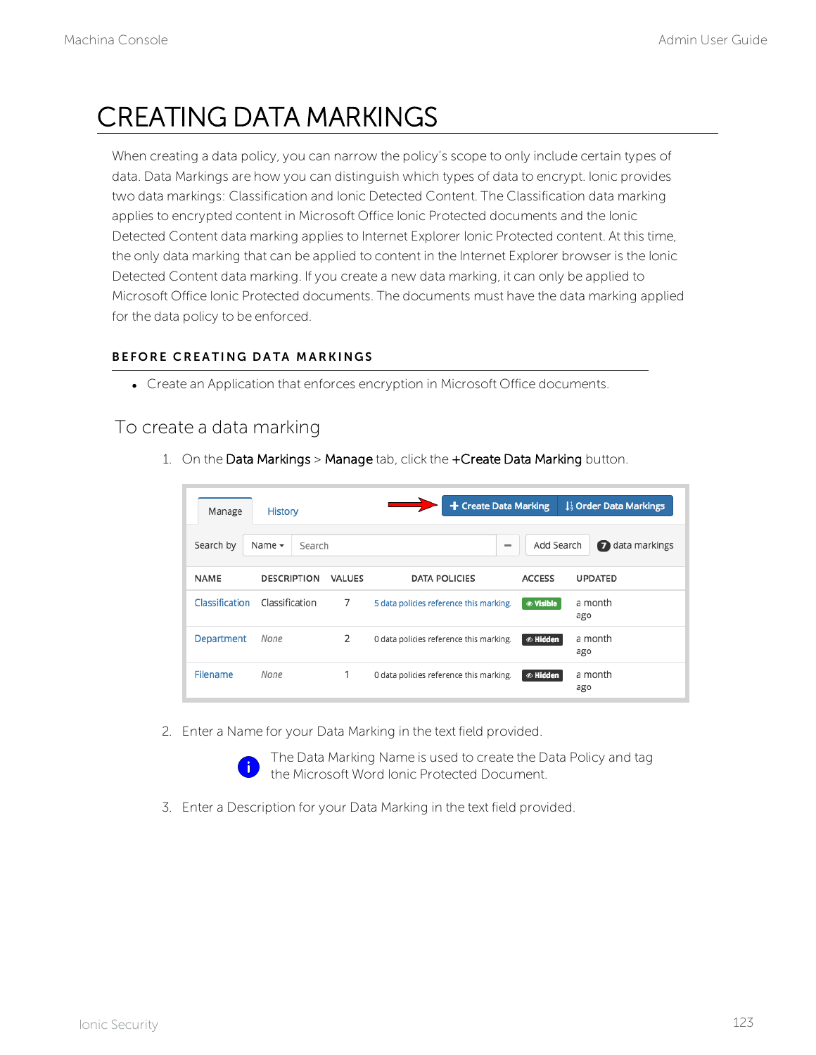# CREATING DATA MARKINGS

When creating a data policy, you can narrow the policy's scope to only include certain types of data. Data Markings are how you can distinguish which types of data to encrypt. Ionic provides two data markings: Classification and Ionic Detected Content. The Classification data marking applies to encrypted content in Microsoft Office Ionic Protected documents and the Ionic Detected Content data marking applies to Internet Explorer Ionic Protected content. At this time, the only data marking that can be applied to content in the Internet Explorer browser is the Ionic Detected Content data marking. If you create a new data marking, it can only be applied to Microsoft Office Ionic Protected documents. The documents must have the data marking applied for the data policy to be enforced.

### BEFORE CREATING DATA MARKINGS

- Create an Application that enforces encryption in Microsoft Office documents.

## To create a data marking

1. On the **Data Markings** > **Manage** tab, click the **+Create Data Marking** button.

2. Enter a Name for your Data Marking in the text field provided.

   The Data Marking Name is used to create the Data Policy and tag the Microsoft Word Ionic Protected Document.

3. Enter a Description for your Data Marking in the text field provided.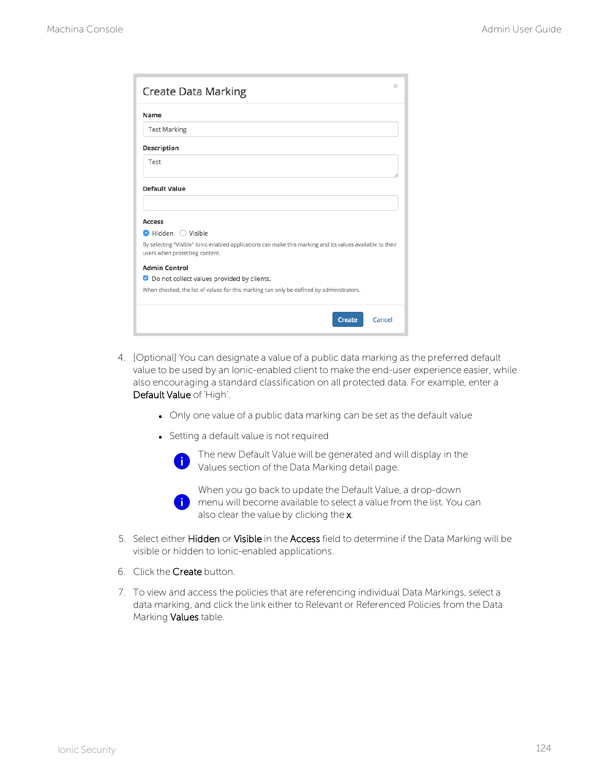4. [Optional] You can designate a value of a public data marking as the preferred default value to be used by an Ionic-enabled client to make the end-user experience easier, while also encouraging a standard classification on all protected data. For example, enter a **Default Value** of 'High'.

   - Only one value of a public data marking can be set as the default value
   - Setting a default value is not required

     The new Default Value will be generated and will display in the Values section of the Data Marking detail page.

     When you go back to update the Default Value, a drop-down menu will become available to select a value from the list. You can also clear the value by clicking the **x**.

5. Select either **Hidden** or **Visible** in the **Access** field to determine if the Data Marking will be visible or hidden to Ionic-enabled applications.
6. Click the **Create** button.
7. To view and access the policies that are referencing individual Data Markings, select a data marking, and click the link either to Relevant or Referenced Policies from the Data Marking **Values** table.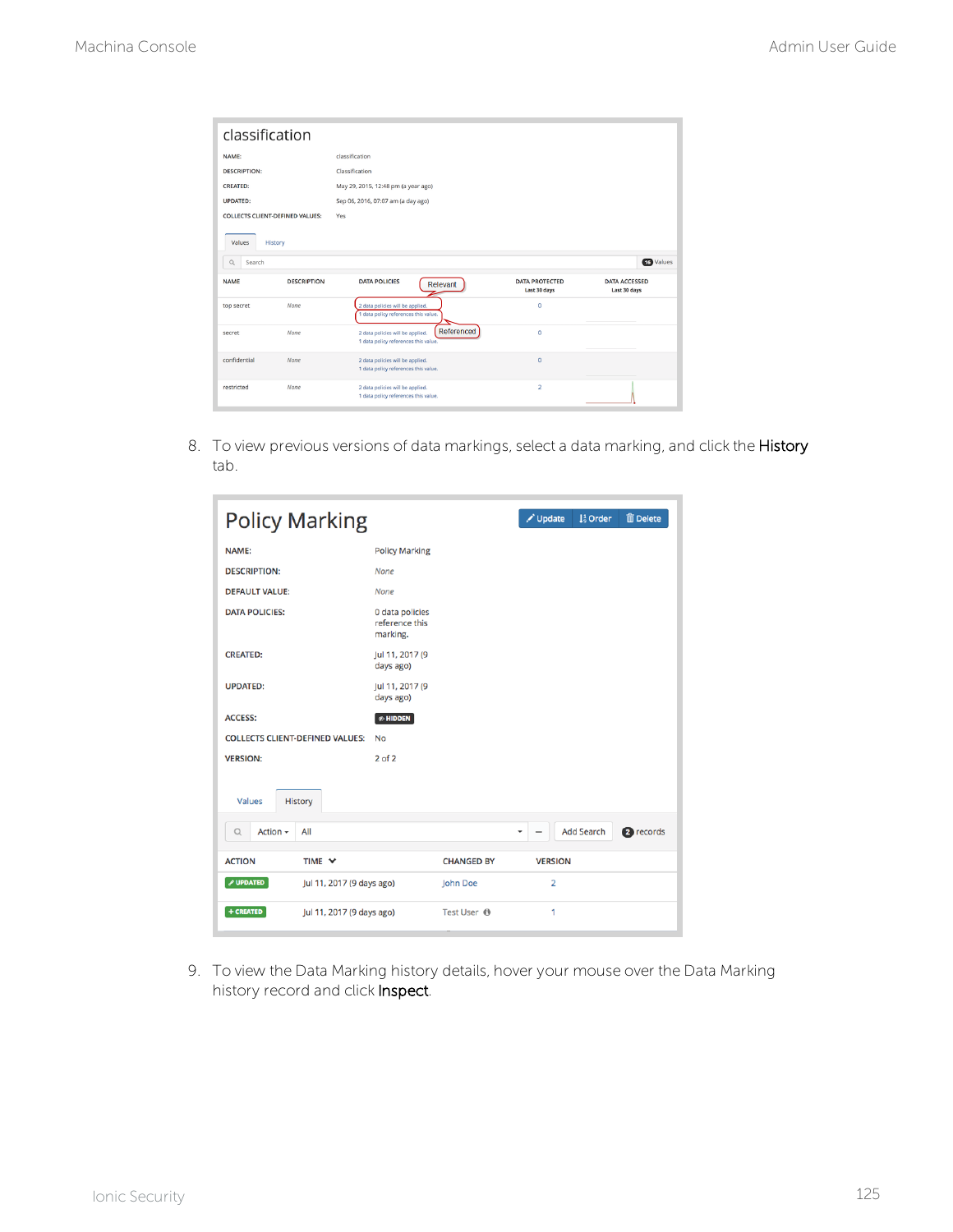8. To view previous versions of data markings, select a data marking, and click the **History** tab.

9. To view the Data Marking history details, hover your mouse over the Data Marking history record and click **Inspect**.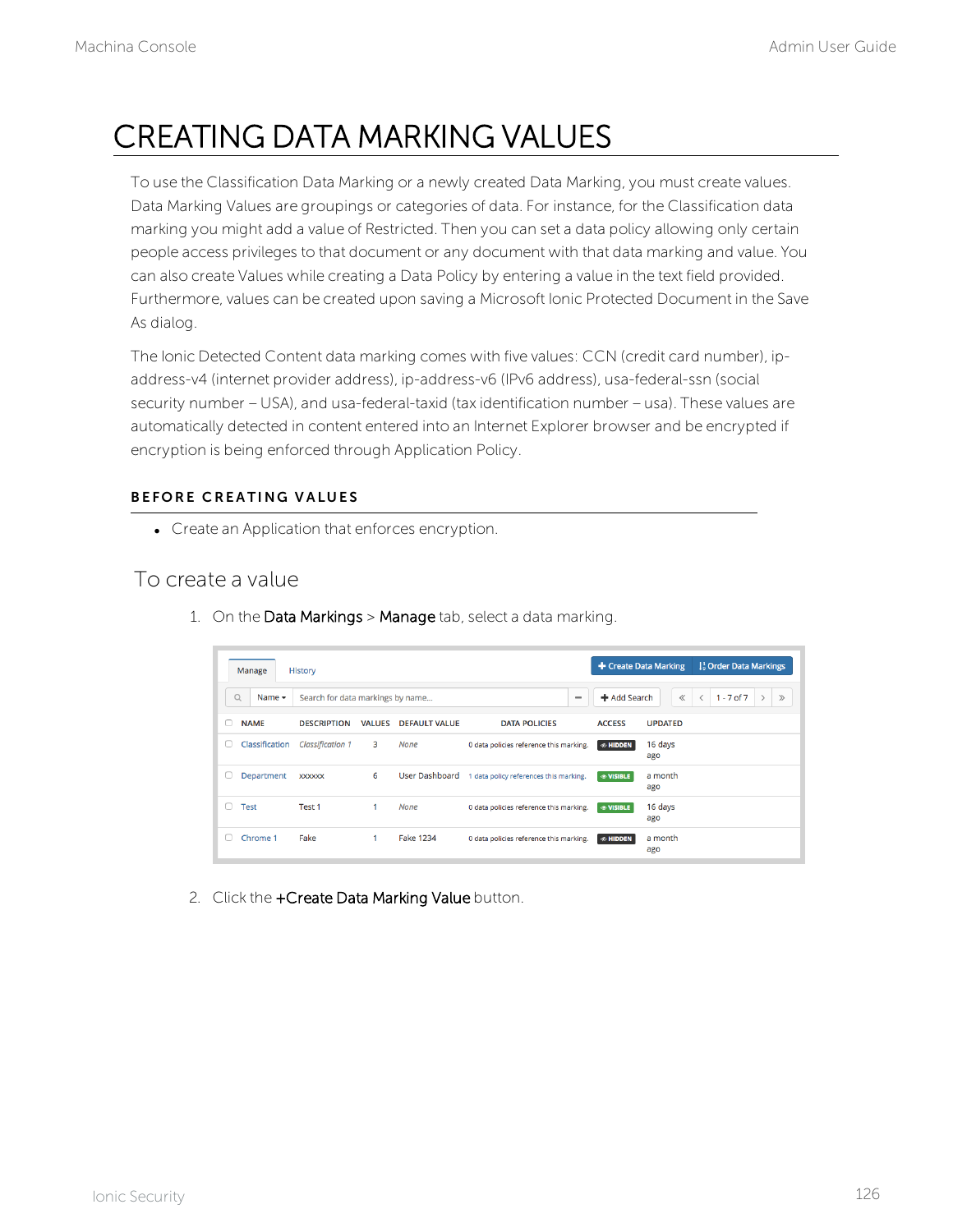# CREATING DATA MARKING VALUES

To use the Classification Data Marking or a newly created Data Marking, you must create values. Data Marking Values are groupings or categories of data. For instance, for the Classification data marking you might add a value of Restricted. Then you can set a data policy allowing only certain people access privileges to that document or any document with that data marking and value. You can also create Values while creating a Data Policy by entering a value in the text field provided. Furthermore, values can be created upon saving a Microsoft Ionic Protected Document in the Save As dialog.

The Ionic Detected Content data marking comes with five values: CCN (credit card number), ip-address-v4 (internet provider address), ip-address-v6 (IPv6 address), usa-federal-ssn (social security number – USA), and usa-federal-taxid (tax identification number – usa). These values are automatically detected in content entered into an Internet Explorer browser and be encrypted if encryption is being enforced through Application Policy.

### BEFORE CREATING VALUES

- Create an Application that enforces encryption.

## To create a value

1. On the **Data Markings** > **Manage** tab, select a data marking.

| NAME | DESCRIPTION | VALUES | DEFAULT VALUE | DATA POLICIES | ACCESS | UPDATED |
|---|---|---|---|---|---|---|
| Classification | *Classification 1* | 3 | *None* | 0 data policies reference this marking. | HIDDEN | 16 days ago |
| Department | xxxxxx | 6 | User Dashboard | 1 data policy references this marking. | VISIBLE | a month ago |
| Test | Test 1 | 1 | *None* | 0 data policies reference this marking. | VISIBLE | 16 days ago |
| Chrome 1 | Fake | 1 | Fake 1234 | 0 data policies reference this marking. | HIDDEN | a month ago |

2. Click the **+Create Data Marking Value** button.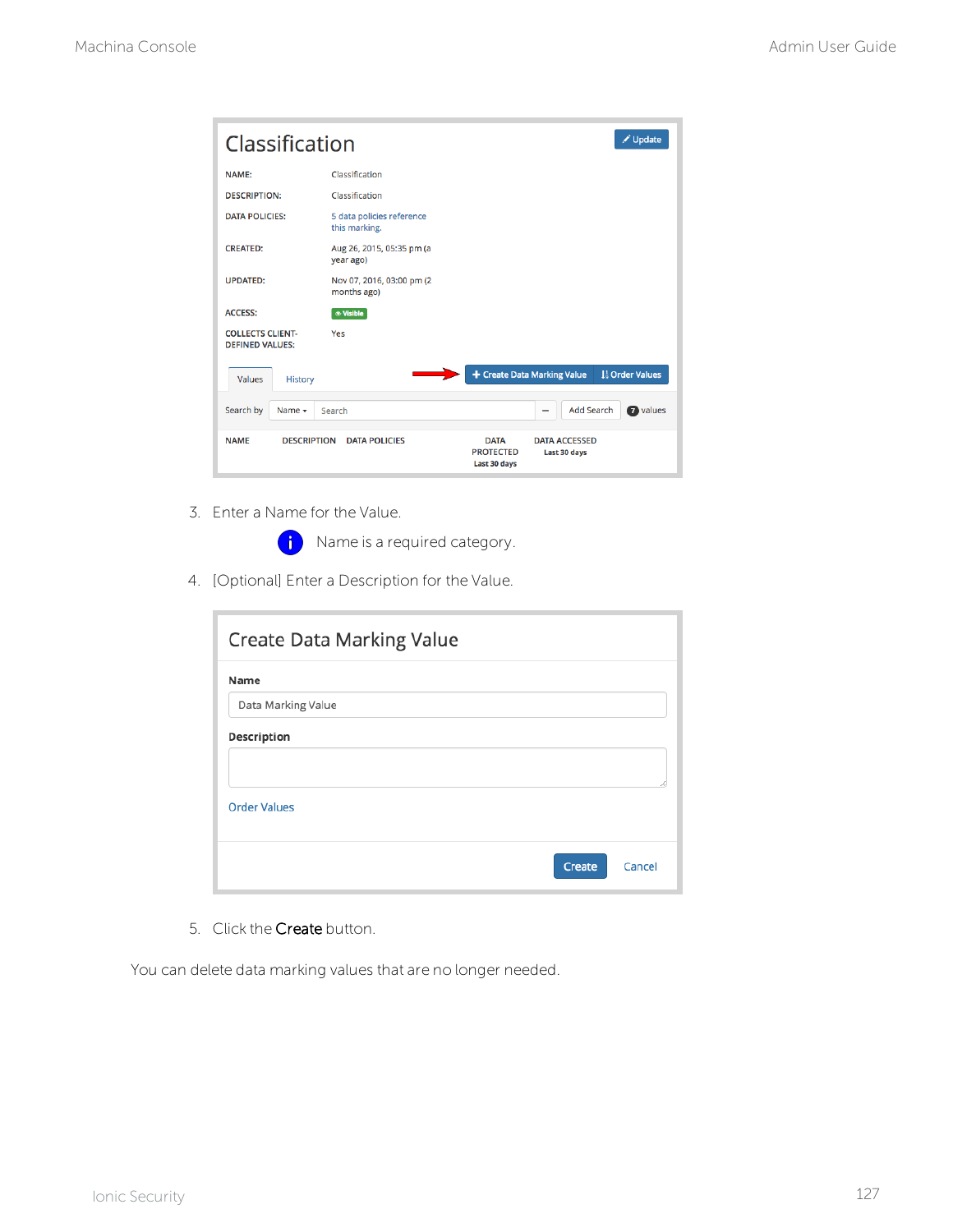3. Enter a Name for the Value.

   Name is a required category.

4. [Optional] Enter a Description for the Value.

5. Click the **Create** button.

You can delete data marking values that are no longer needed.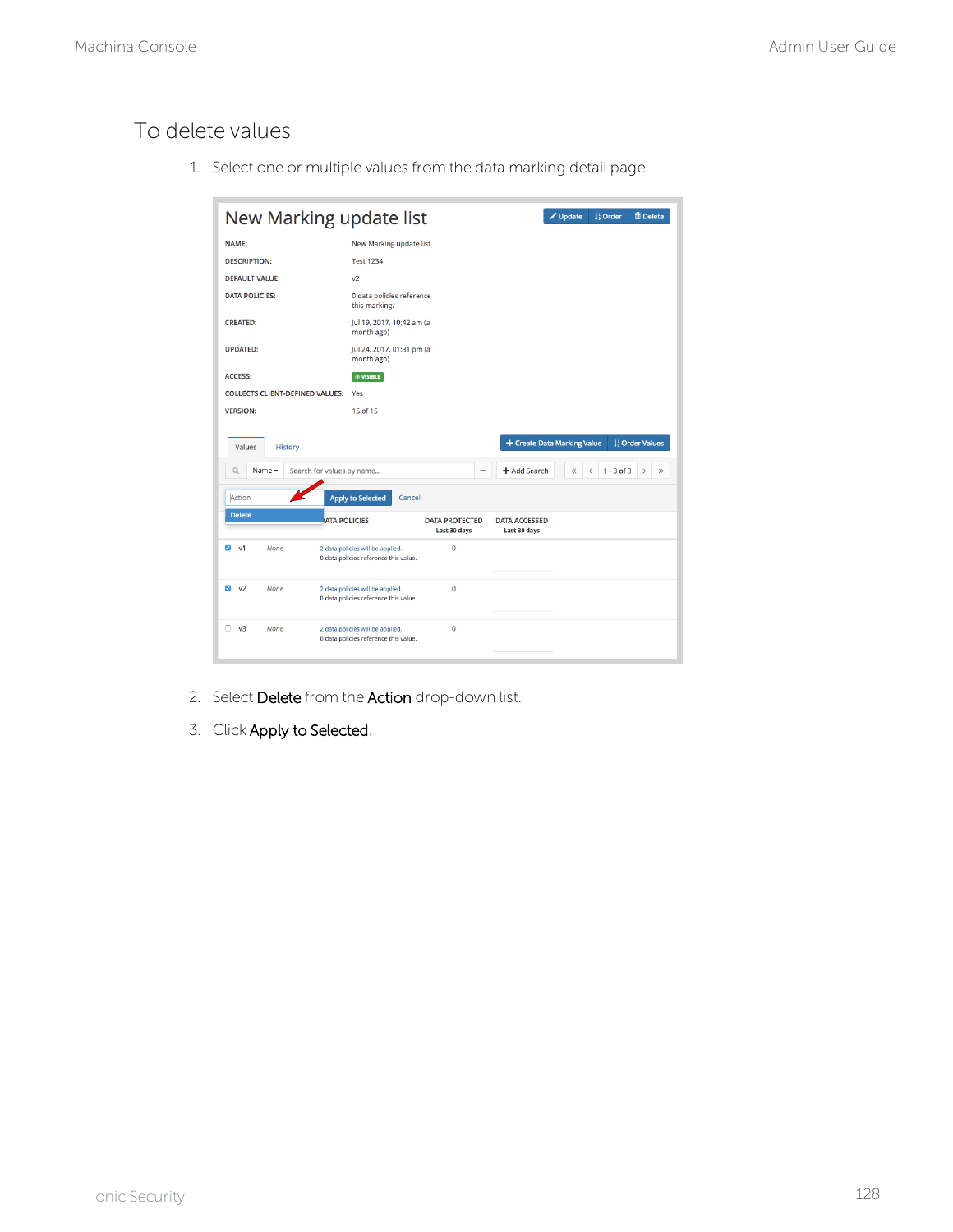## To delete values

1. Select one or multiple values from the data marking detail page.

2. Select **Delete** from the **Action** drop-down list.

3. Click **Apply to Selected**.